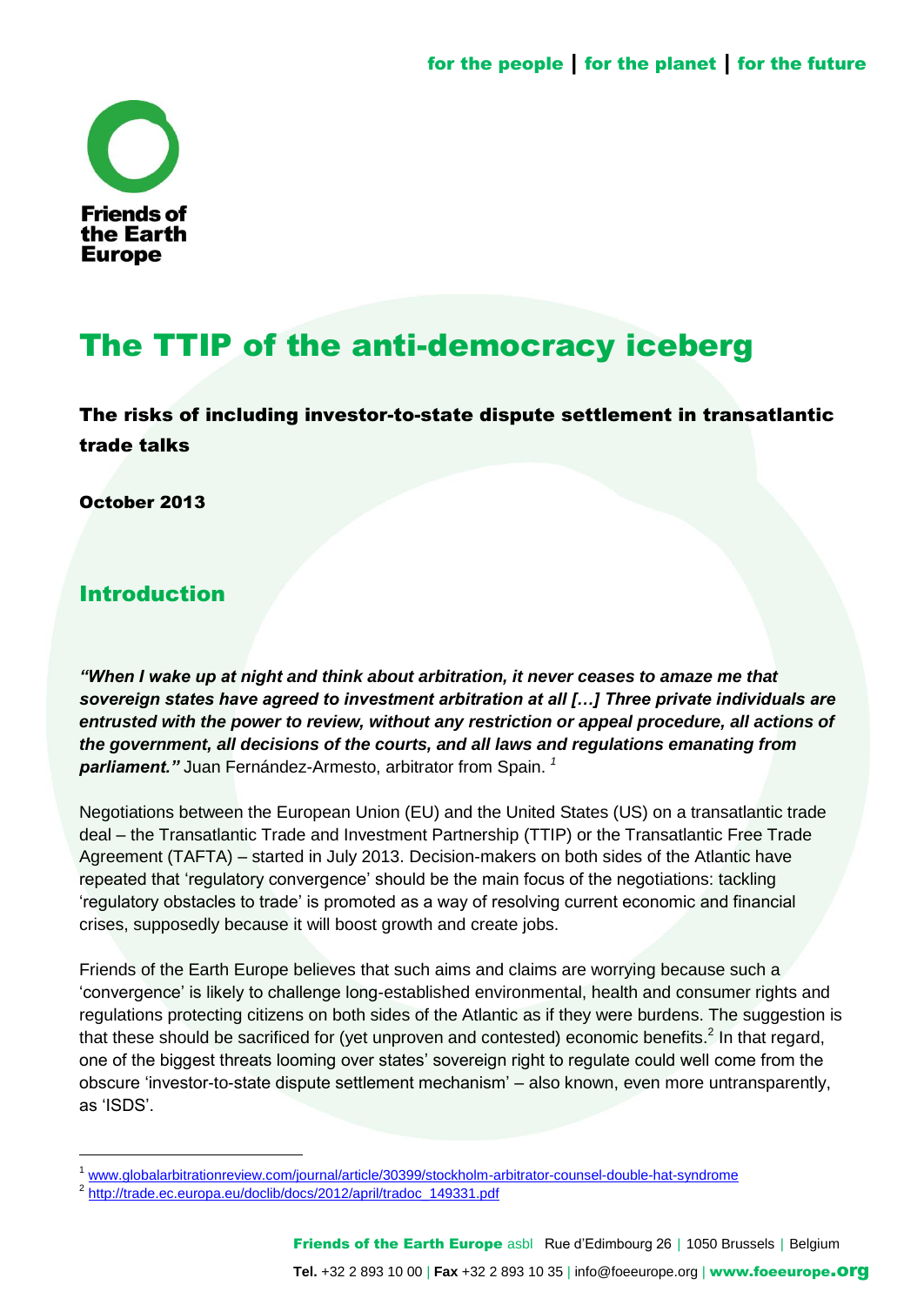# The TTIP of the anti-democracy iceberg

## The risks of including investor-to-state dispute settlement in transatlantic trade talks

**October 2013**

## Introduction

***"When I wake up at night and think about arbitration, it never ceases to amaze me that sovereign states have agreed to investment arbitration at all […] Three private individuals are entrusted with the power to review, without any restriction or appeal procedure, all actions of the government, all decisions of the courts, and all laws and regulations emanating from parliament."*** Juan Fernández-Armesto, arbitrator from Spain. [1]

Negotiations between the European Union (EU) and the United States (US) on a transatlantic trade deal – the Transatlantic Trade and Investment Partnership (TTIP) or the Transatlantic Free Trade Agreement (TAFTA) – started in July 2013. Decision-makers on both sides of the Atlantic have repeated that 'regulatory convergence' should be the main focus of the negotiations: tackling 'regulatory obstacles to trade' is promoted as a way of resolving current economic and financial crises, supposedly because it will boost growth and create jobs.

Friends of the Earth Europe believes that such aims and claims are worrying because such a 'convergence' is likely to challenge long-established environmental, health and consumer rights and regulations protecting citizens on both sides of the Atlantic as if they were burdens. The suggestion is that these should be sacrificed for (yet unproven and contested) economic benefits.[2] In that regard, one of the biggest threats looming over states' sovereign right to regulate could well come from the obscure 'investor-to-state dispute settlement mechanism' – also known, even more untransparently, as 'ISDS'.

---

[1] www.globalarbitrationreview.com/journal/article/30399/stockholm-arbitrator-counsel-double-hat-syndrome

[2] http://trade.ec.europa.eu/doclib/docs/2012/april/tradoc_149331.pdf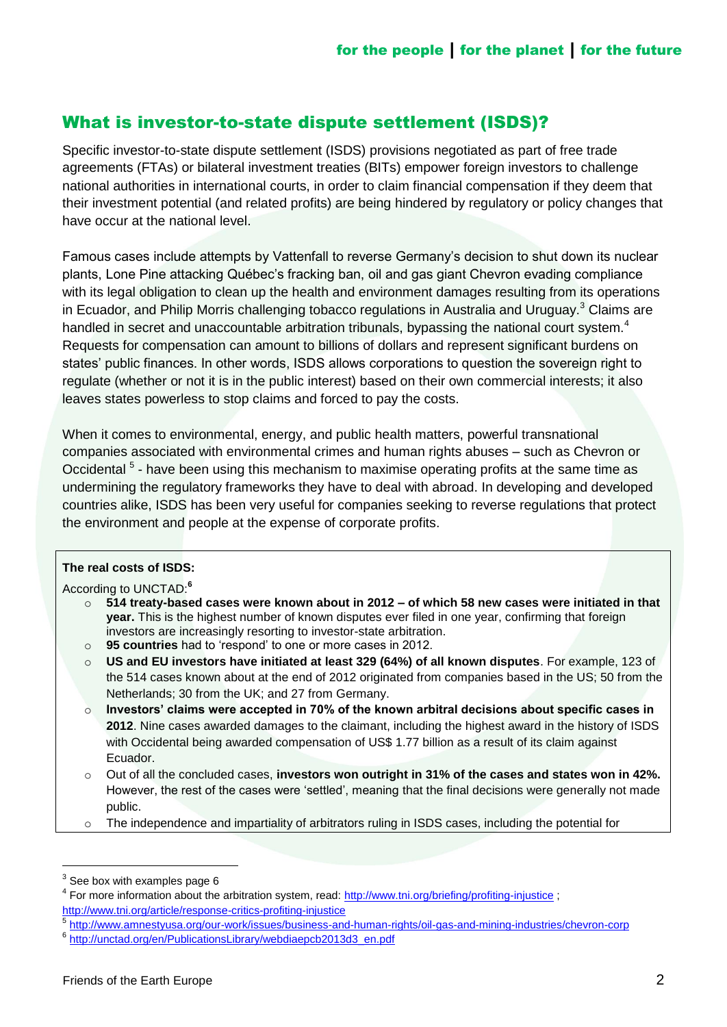## What is investor-to-state dispute settlement (ISDS)?

Specific investor-to-state dispute settlement (ISDS) provisions negotiated as part of free trade agreements (FTAs) or bilateral investment treaties (BITs) empower foreign investors to challenge national authorities in international courts, in order to claim financial compensation if they deem that their investment potential (and related profits) are being hindered by regulatory or policy changes that have occur at the national level.

Famous cases include attempts by Vattenfall to reverse Germany's decision to shut down its nuclear plants, Lone Pine attacking Québec's fracking ban, oil and gas giant Chevron evading compliance with its legal obligation to clean up the health and environment damages resulting from its operations in Ecuador, and Philip Morris challenging tobacco regulations in Australia and Uruguay.[3] Claims are handled in secret and unaccountable arbitration tribunals, bypassing the national court system.[4] Requests for compensation can amount to billions of dollars and represent significant burdens on states' public finances. In other words, ISDS allows corporations to question the sovereign right to regulate (whether or not it is in the public interest) based on their own commercial interests; it also leaves states powerless to stop claims and forced to pay the costs.

When it comes to environmental, energy, and public health matters, powerful transnational companies associated with environmental crimes and human rights abuses – such as Chevron or Occidental [5] - have been using this mechanism to maximise operating profits at the same time as undermining the regulatory frameworks they have to deal with abroad. In developing and developed countries alike, ISDS has been very useful for companies seeking to reverse regulations that protect the environment and people at the expense of corporate profits.

**The real costs of ISDS:**

According to UNCTAD:[6]

- **514 treaty-based cases were known about in 2012 – of which 58 new cases were initiated in that year.** This is the highest number of known disputes ever filed in one year, confirming that foreign investors are increasingly resorting to investor-state arbitration.
- **95 countries** had to 'respond' to one or more cases in 2012.
- **US and EU investors have initiated at least 329 (64%) of all known disputes**. For example, 123 of the 514 cases known about at the end of 2012 originated from companies based in the US; 50 from the Netherlands; 30 from the UK; and 27 from Germany.
- **Investors' claims were accepted in 70% of the known arbitral decisions about specific cases in 2012**. Nine cases awarded damages to the claimant, including the highest award in the history of ISDS with Occidental being awarded compensation of US$ 1.77 billion as a result of its claim against Ecuador.
- Out of all the concluded cases, **investors won outright in 31% of the cases and states won in 42%.** However, the rest of the cases were 'settled', meaning that the final decisions were generally not made public.
- The independence and impartiality of arbitrators ruling in ISDS cases, including the potential for

---

[3] See box with examples page 6

[4] For more information about the arbitration system, read: http://www.tni.org/briefing/profiting-injustice ; http://www.tni.org/article/response-critics-profiting-injustice

[5] http://www.amnestyusa.org/our-work/issues/business-and-human-rights/oil-gas-and-mining-industries/chevron-corp

[6] http://unctad.org/en/PublicationsLibrary/webdiaepcb2013d3_en.pdf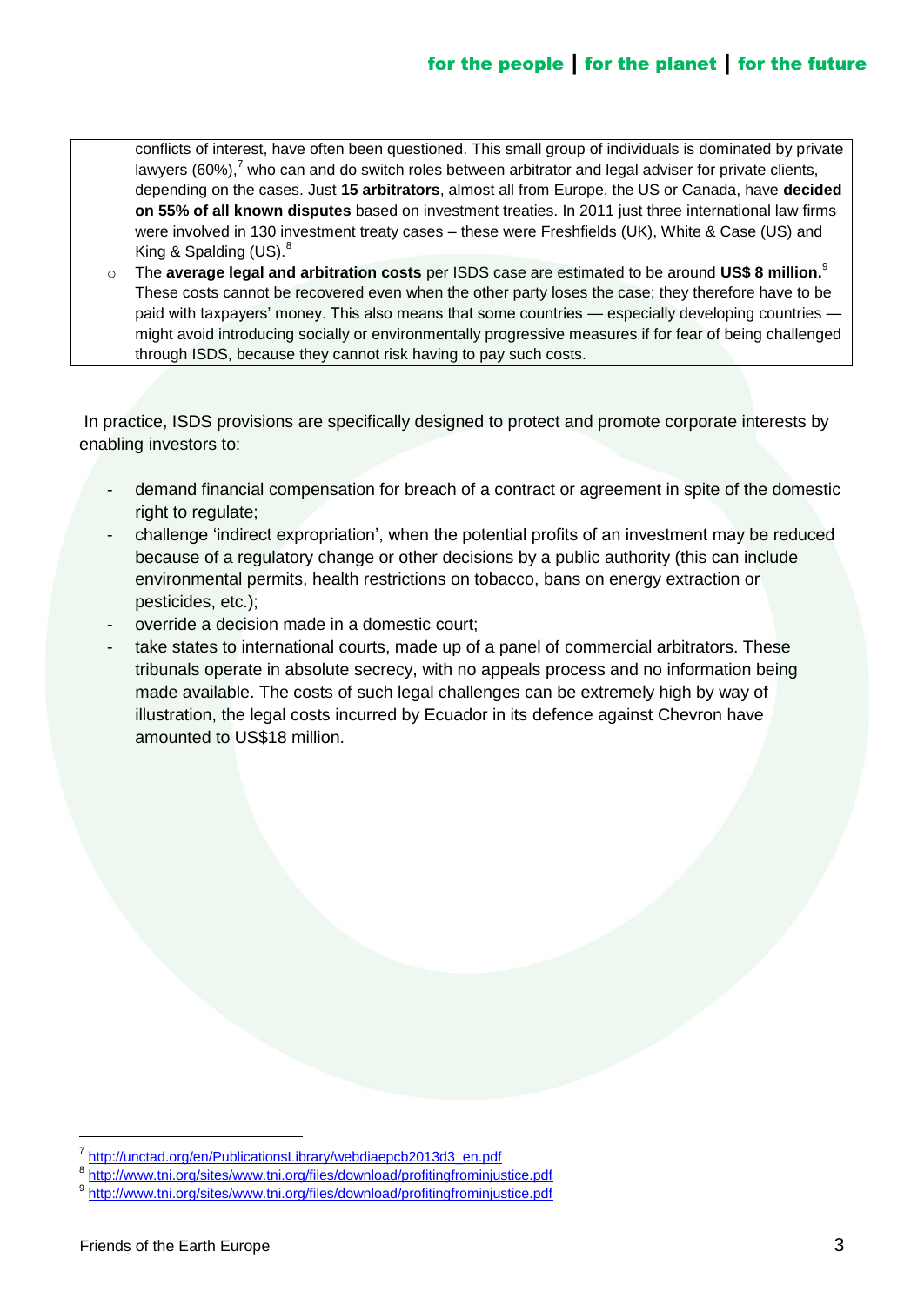conflicts of interest, have often been questioned. This small group of individuals is dominated by private lawyers (60%),[7] who can and do switch roles between arbitrator and legal adviser for private clients, depending on the cases. Just **15 arbitrators**, almost all from Europe, the US or Canada, have **decided on 55% of all known disputes** based on investment treaties. In 2011 just three international law firms were involved in 130 investment treaty cases – these were Freshfields (UK), White & Case (US) and King & Spalding (US).[8]

- The **average legal and arbitration costs** per ISDS case are estimated to be around **US$ 8 million.**[9] These costs cannot be recovered even when the other party loses the case; they therefore have to be paid with taxpayers' money. This also means that some countries — especially developing countries — might avoid introducing socially or environmentally progressive measures if for fear of being challenged through ISDS, because they cannot risk having to pay such costs.

In practice, ISDS provisions are specifically designed to protect and promote corporate interests by enabling investors to:

- demand financial compensation for breach of a contract or agreement in spite of the domestic right to regulate;
- challenge 'indirect expropriation', when the potential profits of an investment may be reduced because of a regulatory change or other decisions by a public authority (this can include environmental permits, health restrictions on tobacco, bans on energy extraction or pesticides, etc.);
- override a decision made in a domestic court;
- take states to international courts, made up of a panel of commercial arbitrators. These tribunals operate in absolute secrecy, with no appeals process and no information being made available. The costs of such legal challenges can be extremely high by way of illustration, the legal costs incurred by Ecuador in its defence against Chevron have amounted to US$18 million.

---

[7] http://unctad.org/en/PublicationsLibrary/webdiaepcb2013d3_en.pdf

[8] http://www.tni.org/sites/www.tni.org/files/download/profitingfrominjustice.pdf

[9] http://www.tni.org/sites/www.tni.org/files/download/profitingfrominjustice.pdf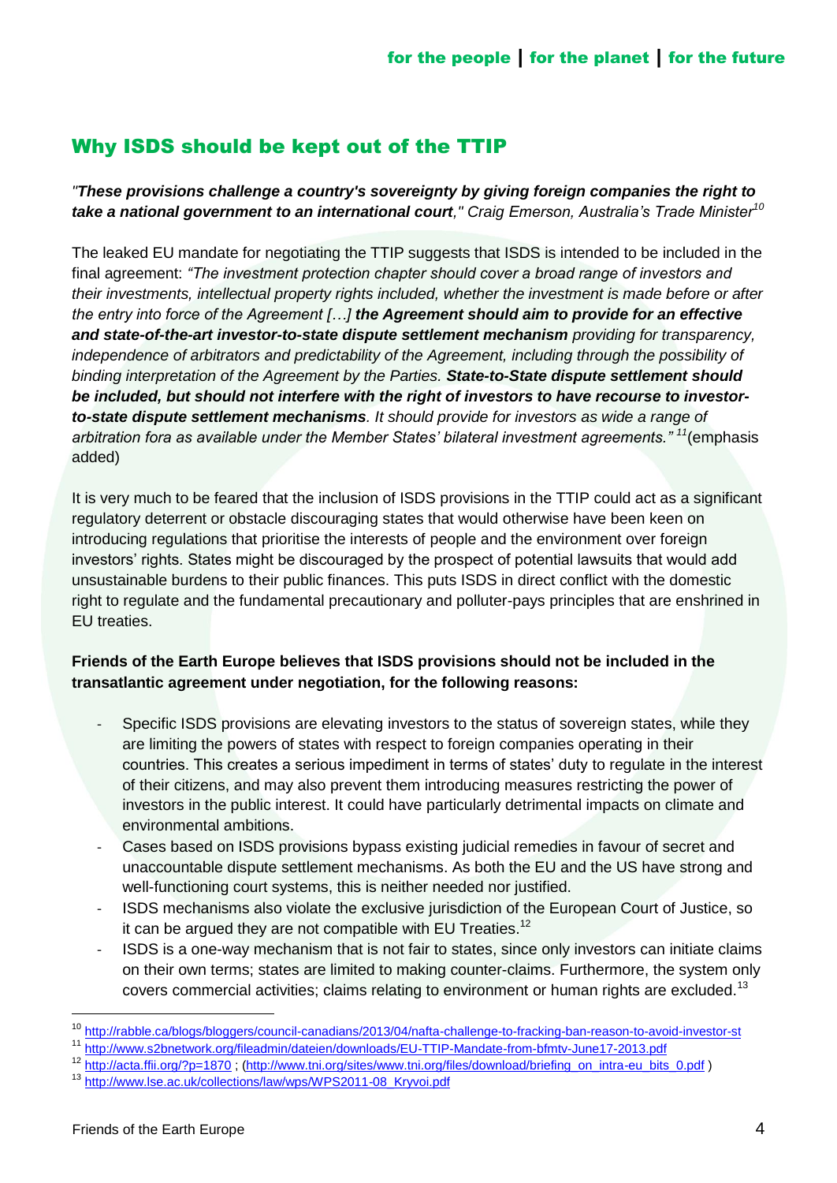## Why ISDS should be kept out of the TTIP

*"**These provisions challenge a country's sovereignty by giving foreign companies the right to take a national government to an international court**," Craig Emerson, Australia's Trade Minister*[10]

The leaked EU mandate for negotiating the TTIP suggests that ISDS is intended to be included in the final agreement: *"The investment protection chapter should cover a broad range of investors and their investments, intellectual property rights included, whether the investment is made before or after the entry into force of the Agreement […] **the Agreement should aim to provide for an effective and state-of-the-art investor-to-state dispute settlement mechanism** providing for transparency, independence of arbitrators and predictability of the Agreement, including through the possibility of binding interpretation of the Agreement by the Parties. **State-to-State dispute settlement should be included, but should not interfere with the right of investors to have recourse to investor-to-state dispute settlement mechanisms**. It should provide for investors as wide a range of arbitration fora as available under the Member States' bilateral investment agreements."* [11](emphasis added)

It is very much to be feared that the inclusion of ISDS provisions in the TTIP could act as a significant regulatory deterrent or obstacle discouraging states that would otherwise have been keen on introducing regulations that prioritise the interests of people and the environment over foreign investors' rights. States might be discouraged by the prospect of potential lawsuits that would add unsustainable burdens to their public finances. This puts ISDS in direct conflict with the domestic right to regulate and the fundamental precautionary and polluter-pays principles that are enshrined in EU treaties.

**Friends of the Earth Europe believes that ISDS provisions should not be included in the transatlantic agreement under negotiation, for the following reasons:**

- Specific ISDS provisions are elevating investors to the status of sovereign states, while they are limiting the powers of states with respect to foreign companies operating in their countries. This creates a serious impediment in terms of states' duty to regulate in the interest of their citizens, and may also prevent them introducing measures restricting the power of investors in the public interest. It could have particularly detrimental impacts on climate and environmental ambitions.
- Cases based on ISDS provisions bypass existing judicial remedies in favour of secret and unaccountable dispute settlement mechanisms. As both the EU and the US have strong and well-functioning court systems, this is neither needed nor justified.
- ISDS mechanisms also violate the exclusive jurisdiction of the European Court of Justice, so it can be argued they are not compatible with EU Treaties.[12]
- ISDS is a one-way mechanism that is not fair to states, since only investors can initiate claims on their own terms; states are limited to making counter-claims. Furthermore, the system only covers commercial activities; claims relating to environment or human rights are excluded.[13]

---

[10] http://rabble.ca/blogs/bloggers/council-canadians/2013/04/nafta-challenge-to-fracking-ban-reason-to-avoid-investor-st

[11] http://www.s2bnetwork.org/fileadmin/dateien/downloads/EU-TTIP-Mandate-from-bfmtv-June17-2013.pdf

[12] http://acta.ffii.org/?p=1870 ; (http://www.tni.org/sites/www.tni.org/files/download/briefing_on_intra-eu_bits_0.pdf )

[13] http://www.lse.ac.uk/collections/law/wps/WPS2011-08_Kryvoi.pdf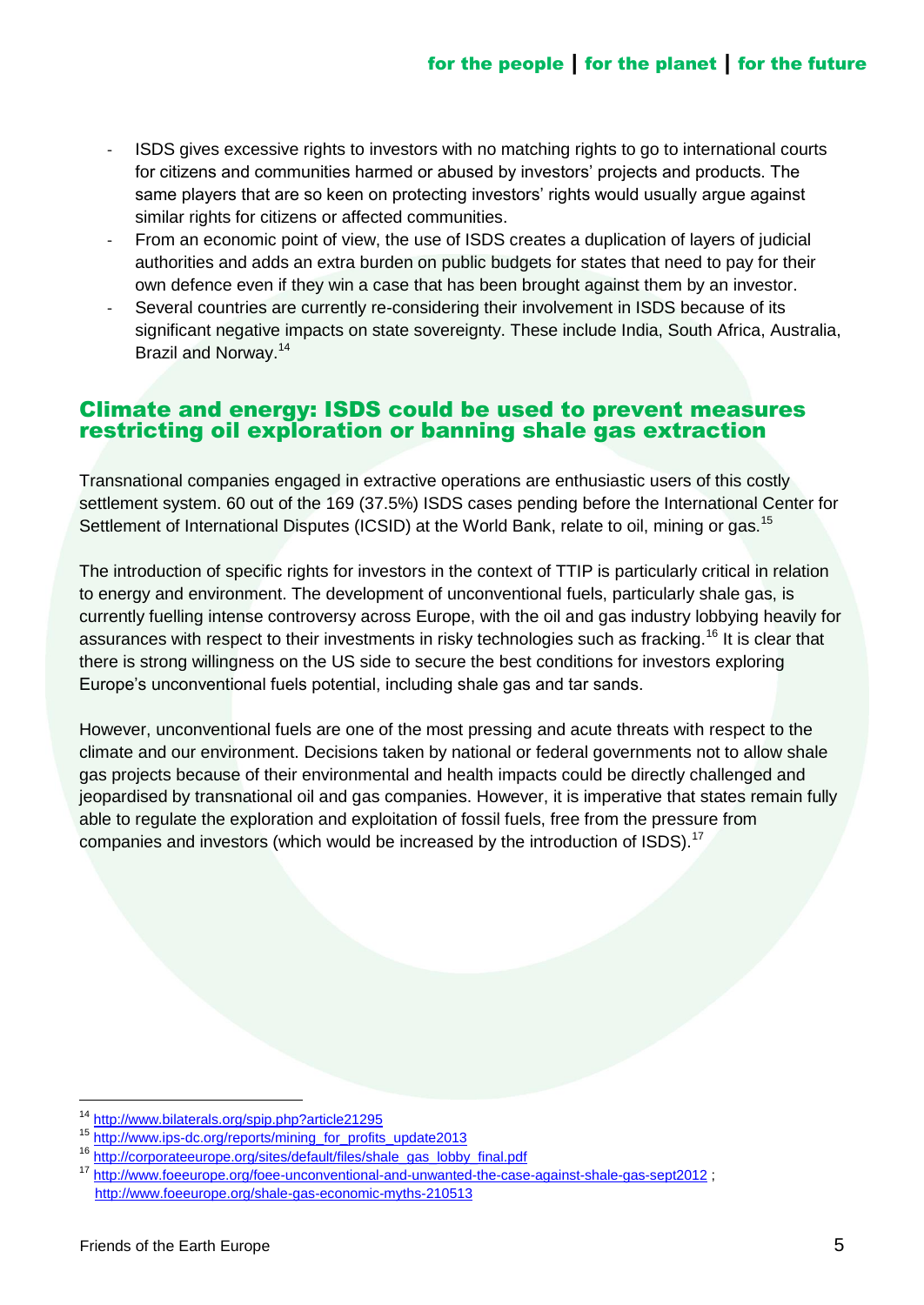- ISDS gives excessive rights to investors with no matching rights to go to international courts for citizens and communities harmed or abused by investors' projects and products. The same players that are so keen on protecting investors' rights would usually argue against similar rights for citizens or affected communities.
- From an economic point of view, the use of ISDS creates a duplication of layers of judicial authorities and adds an extra burden on public budgets for states that need to pay for their own defence even if they win a case that has been brought against them by an investor.
- Several countries are currently re-considering their involvement in ISDS because of its significant negative impacts on state sovereignty. These include India, South Africa, Australia, Brazil and Norway.[14]

## Climate and energy: ISDS could be used to prevent measures restricting oil exploration or banning shale gas extraction

Transnational companies engaged in extractive operations are enthusiastic users of this costly settlement system. 60 out of the 169 (37.5%) ISDS cases pending before the International Center for Settlement of International Disputes (ICSID) at the World Bank, relate to oil, mining or gas.[15]

The introduction of specific rights for investors in the context of TTIP is particularly critical in relation to energy and environment. The development of unconventional fuels, particularly shale gas, is currently fuelling intense controversy across Europe, with the oil and gas industry lobbying heavily for assurances with respect to their investments in risky technologies such as fracking.[16] It is clear that there is strong willingness on the US side to secure the best conditions for investors exploring Europe's unconventional fuels potential, including shale gas and tar sands.

However, unconventional fuels are one of the most pressing and acute threats with respect to the climate and our environment. Decisions taken by national or federal governments not to allow shale gas projects because of their environmental and health impacts could be directly challenged and jeopardised by transnational oil and gas companies. However, it is imperative that states remain fully able to regulate the exploration and exploitation of fossil fuels, free from the pressure from companies and investors (which would be increased by the introduction of ISDS).[17]

---

[14] http://www.bilaterals.org/spip.php?article21295

[15] http://www.ips-dc.org/reports/mining_for_profits_update2013

[16] http://corporateeurope.org/sites/default/files/shale_gas_lobby_final.pdf

[17] http://www.foeeurope.org/foee-unconventional-and-unwanted-the-case-against-shale-gas-sept2012 ; http://www.foeeurope.org/shale-gas-economic-myths-210513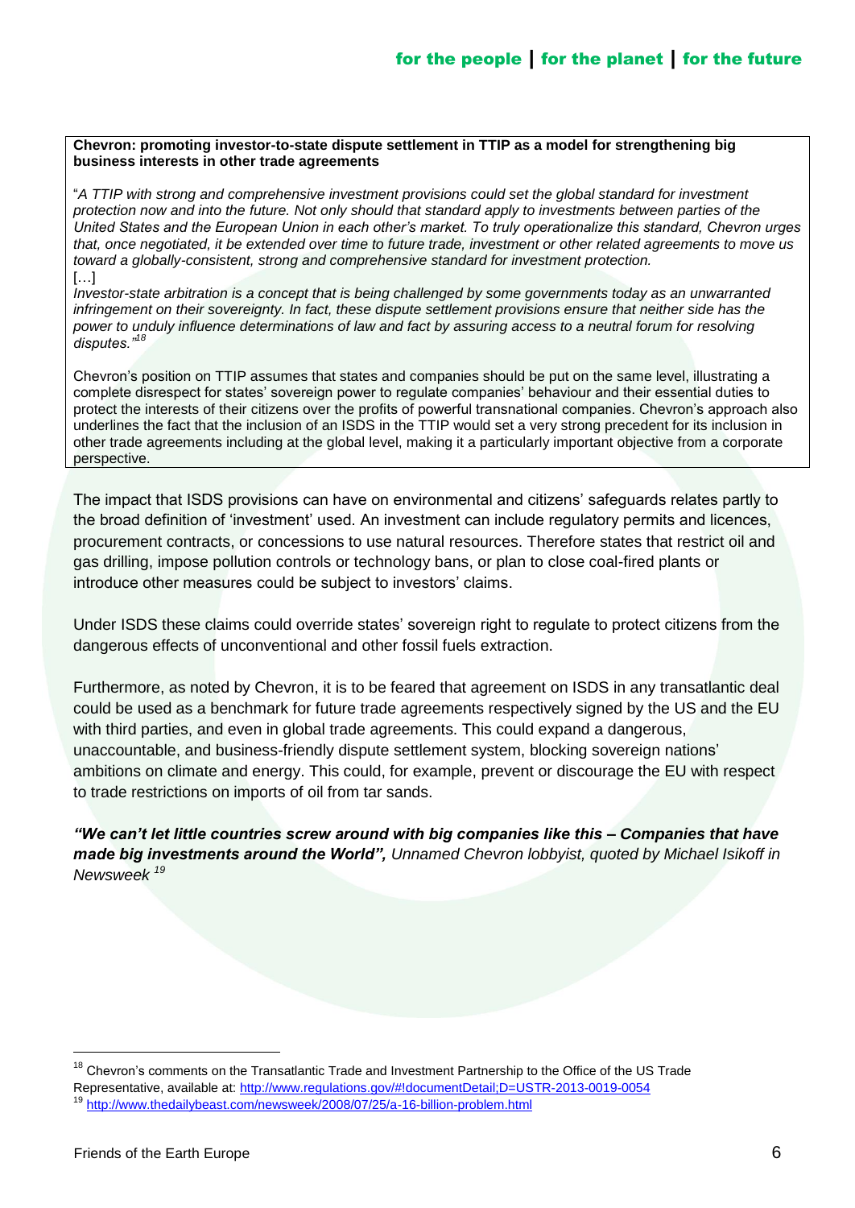**Chevron: promoting investor-to-state dispute settlement in TTIP as a model for strengthening big business interests in other trade agreements**

"*A TTIP with strong and comprehensive investment provisions could set the global standard for investment protection now and into the future. Not only should that standard apply to investments between parties of the United States and the European Union in each other's market. To truly operationalize this standard, Chevron urges that, once negotiated, it be extended over time to future trade, investment or other related agreements to move us toward a globally-consistent, strong and comprehensive standard for investment protection.*

[…]

*Investor-state arbitration is a concept that is being challenged by some governments today as an unwarranted infringement on their sovereignty. In fact, these dispute settlement provisions ensure that neither side has the power to unduly influence determinations of law and fact by assuring access to a neutral forum for resolving disputes."*[18]

Chevron's position on TTIP assumes that states and companies should be put on the same level, illustrating a complete disrespect for states' sovereign power to regulate companies' behaviour and their essential duties to protect the interests of their citizens over the profits of powerful transnational companies. Chevron's approach also underlines the fact that the inclusion of an ISDS in the TTIP would set a very strong precedent for its inclusion in other trade agreements including at the global level, making it a particularly important objective from a corporate perspective.

The impact that ISDS provisions can have on environmental and citizens' safeguards relates partly to the broad definition of 'investment' used. An investment can include regulatory permits and licences, procurement contracts, or concessions to use natural resources. Therefore states that restrict oil and gas drilling, impose pollution controls or technology bans, or plan to close coal-fired plants or introduce other measures could be subject to investors' claims.

Under ISDS these claims could override states' sovereign right to regulate to protect citizens from the dangerous effects of unconventional and other fossil fuels extraction.

Furthermore, as noted by Chevron, it is to be feared that agreement on ISDS in any transatlantic deal could be used as a benchmark for future trade agreements respectively signed by the US and the EU with third parties, and even in global trade agreements. This could expand a dangerous, unaccountable, and business-friendly dispute settlement system, blocking sovereign nations' ambitions on climate and energy. This could, for example, prevent or discourage the EU with respect to trade restrictions on imports of oil from tar sands.

***"We can't let little countries screw around with big companies like this – Companies that have made big investments around the World",*** *Unnamed Chevron lobbyist, quoted by Michael Isikoff in Newsweek* [19]

---

[18] Chevron's comments on the Transatlantic Trade and Investment Partnership to the Office of the US Trade Representative, available at: http://www.regulations.gov/#!documentDetail;D=USTR-2013-0019-0054

[19] http://www.thedailybeast.com/newsweek/2008/07/25/a-16-billion-problem.html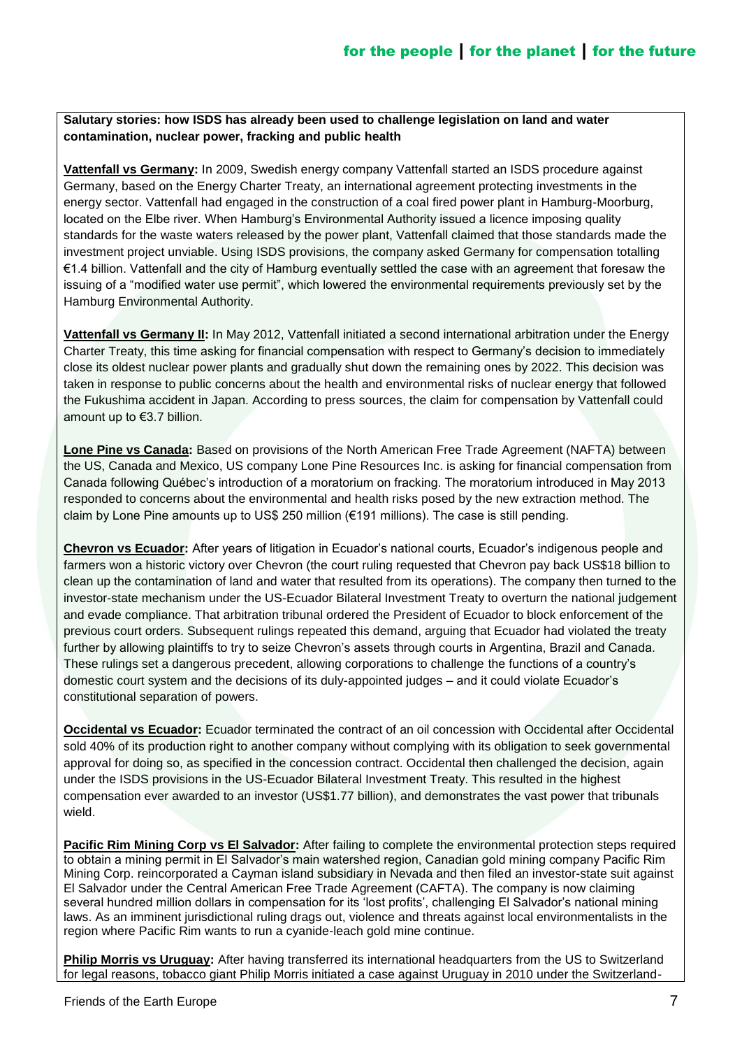**Salutary stories: how ISDS has already been used to challenge legislation on land and water contamination, nuclear power, fracking and public health**

**Vattenfall vs Germany:** In 2009, Swedish energy company Vattenfall started an ISDS procedure against Germany, based on the Energy Charter Treaty, an international agreement protecting investments in the energy sector. Vattenfall had engaged in the construction of a coal fired power plant in Hamburg-Moorburg, located on the Elbe river. When Hamburg's Environmental Authority issued a licence imposing quality standards for the waste waters released by the power plant, Vattenfall claimed that those standards made the investment project unviable. Using ISDS provisions, the company asked Germany for compensation totalling €1.4 billion. Vattenfall and the city of Hamburg eventually settled the case with an agreement that foresaw the issuing of a "modified water use permit", which lowered the environmental requirements previously set by the Hamburg Environmental Authority.

**Vattenfall vs Germany II:** In May 2012, Vattenfall initiated a second international arbitration under the Energy Charter Treaty, this time asking for financial compensation with respect to Germany's decision to immediately close its oldest nuclear power plants and gradually shut down the remaining ones by 2022. This decision was taken in response to public concerns about the health and environmental risks of nuclear energy that followed the Fukushima accident in Japan. According to press sources, the claim for compensation by Vattenfall could amount up to €3.7 billion.

**Lone Pine vs Canada:** Based on provisions of the North American Free Trade Agreement (NAFTA) between the US, Canada and Mexico, US company Lone Pine Resources Inc. is asking for financial compensation from Canada following Québec's introduction of a moratorium on fracking. The moratorium introduced in May 2013 responded to concerns about the environmental and health risks posed by the new extraction method. The claim by Lone Pine amounts up to US$ 250 million (€191 millions). The case is still pending.

**Chevron vs Ecuador:** After years of litigation in Ecuador's national courts, Ecuador's indigenous people and farmers won a historic victory over Chevron (the court ruling requested that Chevron pay back US$18 billion to clean up the contamination of land and water that resulted from its operations). The company then turned to the investor-state mechanism under the US-Ecuador Bilateral Investment Treaty to overturn the national judgement and evade compliance. That arbitration tribunal ordered the President of Ecuador to block enforcement of the previous court orders. Subsequent rulings repeated this demand, arguing that Ecuador had violated the treaty further by allowing plaintiffs to try to seize Chevron's assets through courts in Argentina, Brazil and Canada. These rulings set a dangerous precedent, allowing corporations to challenge the functions of a country's domestic court system and the decisions of its duly-appointed judges – and it could violate Ecuador's constitutional separation of powers.

**Occidental vs Ecuador:** Ecuador terminated the contract of an oil concession with Occidental after Occidental sold 40% of its production right to another company without complying with its obligation to seek governmental approval for doing so, as specified in the concession contract. Occidental then challenged the decision, again under the ISDS provisions in the US-Ecuador Bilateral Investment Treaty. This resulted in the highest compensation ever awarded to an investor (US$1.77 billion), and demonstrates the vast power that tribunals wield.

**Pacific Rim Mining Corp vs El Salvador:** After failing to complete the environmental protection steps required to obtain a mining permit in El Salvador's main watershed region, Canadian gold mining company Pacific Rim Mining Corp. reincorporated a Cayman island subsidiary in Nevada and then filed an investor-state suit against El Salvador under the Central American Free Trade Agreement (CAFTA). The company is now claiming several hundred million dollars in compensation for its 'lost profits', challenging El Salvador's national mining laws. As an imminent jurisdictional ruling drags out, violence and threats against local environmentalists in the region where Pacific Rim wants to run a cyanide-leach gold mine continue.

**Philip Morris vs Uruguay:** After having transferred its international headquarters from the US to Switzerland for legal reasons, tobacco giant Philip Morris initiated a case against Uruguay in 2010 under the Switzerland-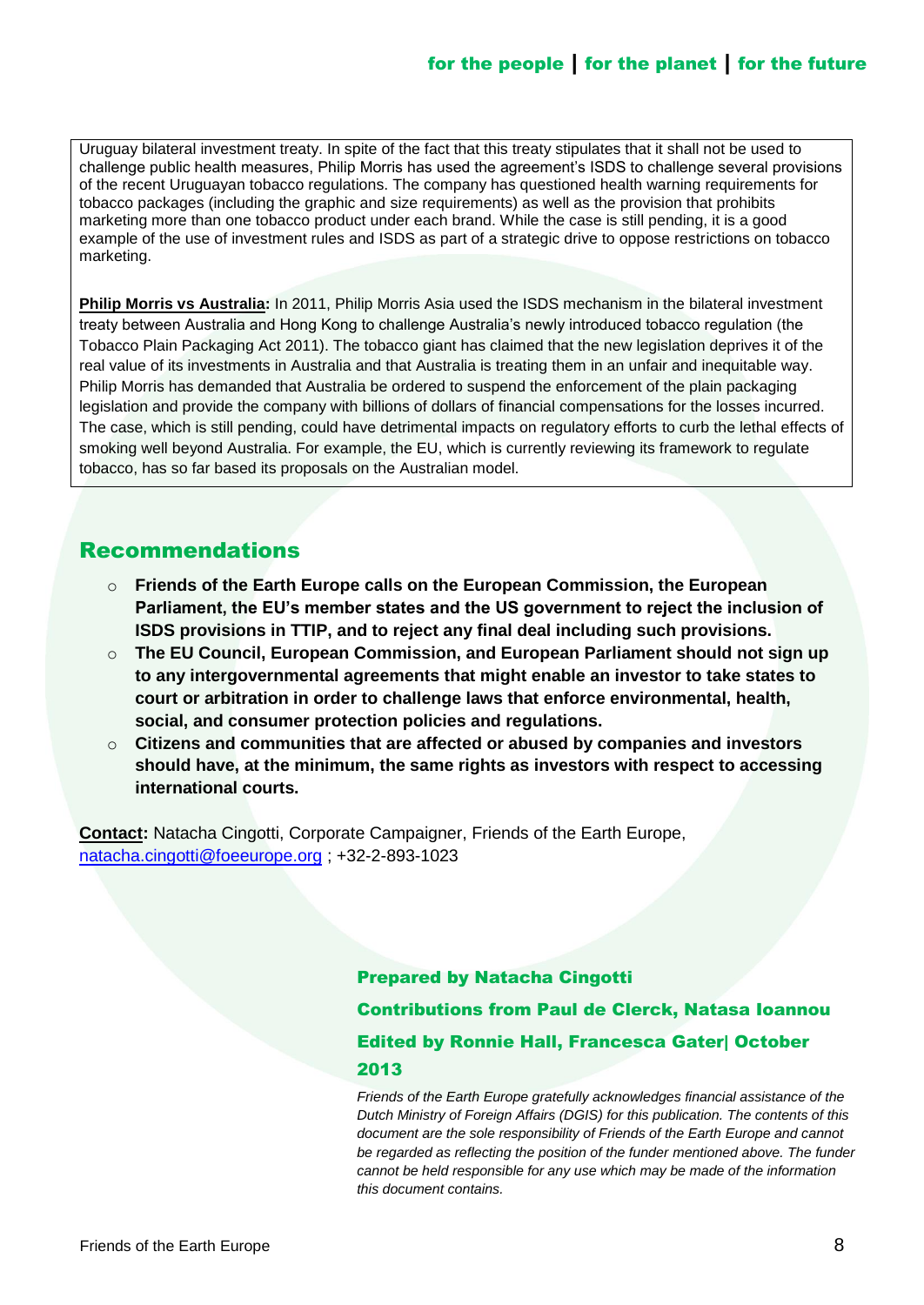Uruguay bilateral investment treaty. In spite of the fact that this treaty stipulates that it shall not be used to challenge public health measures, Philip Morris has used the agreement's ISDS to challenge several provisions of the recent Uruguayan tobacco regulations. The company has questioned health warning requirements for tobacco packages (including the graphic and size requirements) as well as the provision that prohibits marketing more than one tobacco product under each brand. While the case is still pending, it is a good example of the use of investment rules and ISDS as part of a strategic drive to oppose restrictions on tobacco marketing.

**Philip Morris vs Australia:** In 2011, Philip Morris Asia used the ISDS mechanism in the bilateral investment treaty between Australia and Hong Kong to challenge Australia's newly introduced tobacco regulation (the Tobacco Plain Packaging Act 2011). The tobacco giant has claimed that the new legislation deprives it of the real value of its investments in Australia and that Australia is treating them in an unfair and inequitable way. Philip Morris has demanded that Australia be ordered to suspend the enforcement of the plain packaging legislation and provide the company with billions of dollars of financial compensations for the losses incurred. The case, which is still pending, could have detrimental impacts on regulatory efforts to curb the lethal effects of smoking well beyond Australia. For example, the EU, which is currently reviewing its framework to regulate tobacco, has so far based its proposals on the Australian model.

## Recommendations

- **Friends of the Earth Europe calls on the European Commission, the European Parliament, the EU's member states and the US government to reject the inclusion of ISDS provisions in TTIP, and to reject any final deal including such provisions.**
- **The EU Council, European Commission, and European Parliament should not sign up to any intergovernmental agreements that might enable an investor to take states to court or arbitration in order to challenge laws that enforce environmental, health, social, and consumer protection policies and regulations.**
- **Citizens and communities that are affected or abused by companies and investors should have, at the minimum, the same rights as investors with respect to accessing international courts.**

**Contact:** Natacha Cingotti, Corporate Campaigner, Friends of the Earth Europe, natacha.cingotti@foeeurope.org ; +32-2-893-1023

**Prepared by Natacha Cingotti**

**Contributions from Paul de Clerck, Natasa Ioannou**

**Edited by Ronnie Hall, Francesca Gater| October 2013**

*Friends of the Earth Europe gratefully acknowledges financial assistance of the Dutch Ministry of Foreign Affairs (DGIS) for this publication. The contents of this document are the sole responsibility of Friends of the Earth Europe and cannot be regarded as reflecting the position of the funder mentioned above. The funder cannot be held responsible for any use which may be made of the information this document contains.*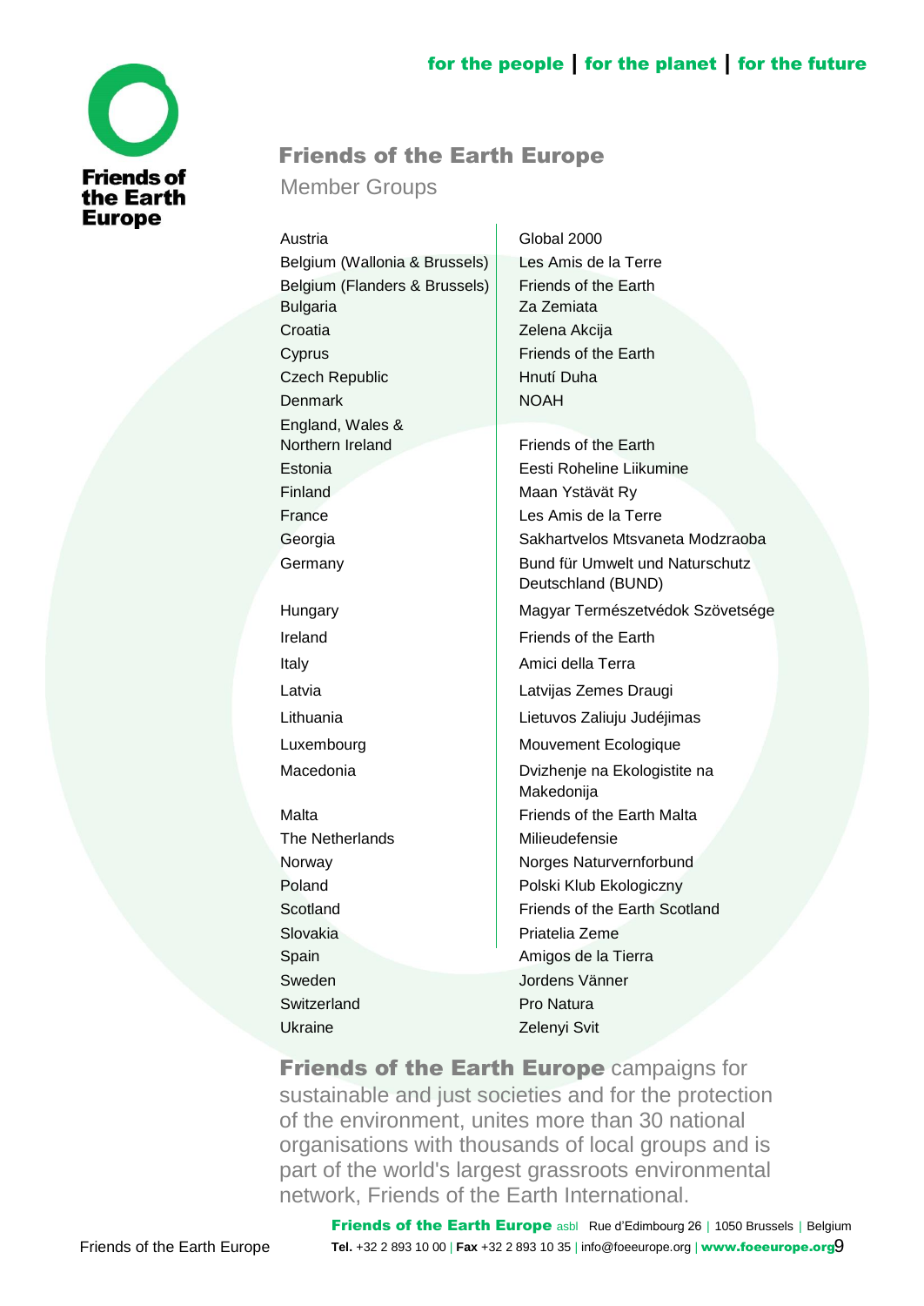for the people | for the planet | for the future

# Friends of the Earth Europe

## Member Groups

| | |
|---|---|
| Austria | Global 2000 |
| Belgium (Wallonia & Brussels) | Les Amis de la Terre |
| Belgium (Flanders & Brussels) | Friends of the Earth |
| Bulgaria | Za Zemiata |
| Croatia | Zelena Akcija |
| Cyprus | Friends of the Earth |
| Czech Republic | Hnutí Duha |
| Denmark | NOAH |
| England, Wales & Northern Ireland | Friends of the Earth |
| Estonia | Eesti Roheline Liikumine |
| Finland | Maan Ystävät Ry |
| France | Les Amis de la Terre |
| Georgia | Sakhartvelos Mtsvaneta Modzraoba |
| Germany | Bund für Umwelt und Naturschutz Deutschland (BUND) |
| Hungary | Magyar Természetvédok Szövetsége |
| Ireland | Friends of the Earth |
| Italy | Amici della Terra |
| Latvia | Latvijas Zemes Draugi |
| Lithuania | Lietuvos Zaliuju Judéjimas |
| Luxembourg | Mouvement Ecologique |
| Macedonia | Dvizhenje na Ekologistite na Makedonija |
| Malta | Friends of the Earth Malta |
| The Netherlands | Milieudefensie |
| Norway | Norges Naturvernforbund |
| Poland | Polski Klub Ekologiczny |
| Scotland | Friends of the Earth Scotland |
| Slovakia | Priatelia Zeme |
| Spain | Amigos de la Tierra |
| Sweden | Jordens Vänner |
| Switzerland | Pro Natura |
| Ukraine | Zelenyi Svit |

**Friends of the Earth Europe** campaigns for sustainable and just societies and for the protection of the environment, unites more than 30 national organisations with thousands of local groups and is part of the world's largest grassroots environmental network, Friends of the Earth International.

**Friends of the Earth Europe** asbl Rue d'Edimbourg 26 | 1050 Brussels | Belgium
**Tel.** +32 2 893 10 00 | **Fax** +32 2 893 10 35 | info@foeeurope.org | **www.foeeurope.org**